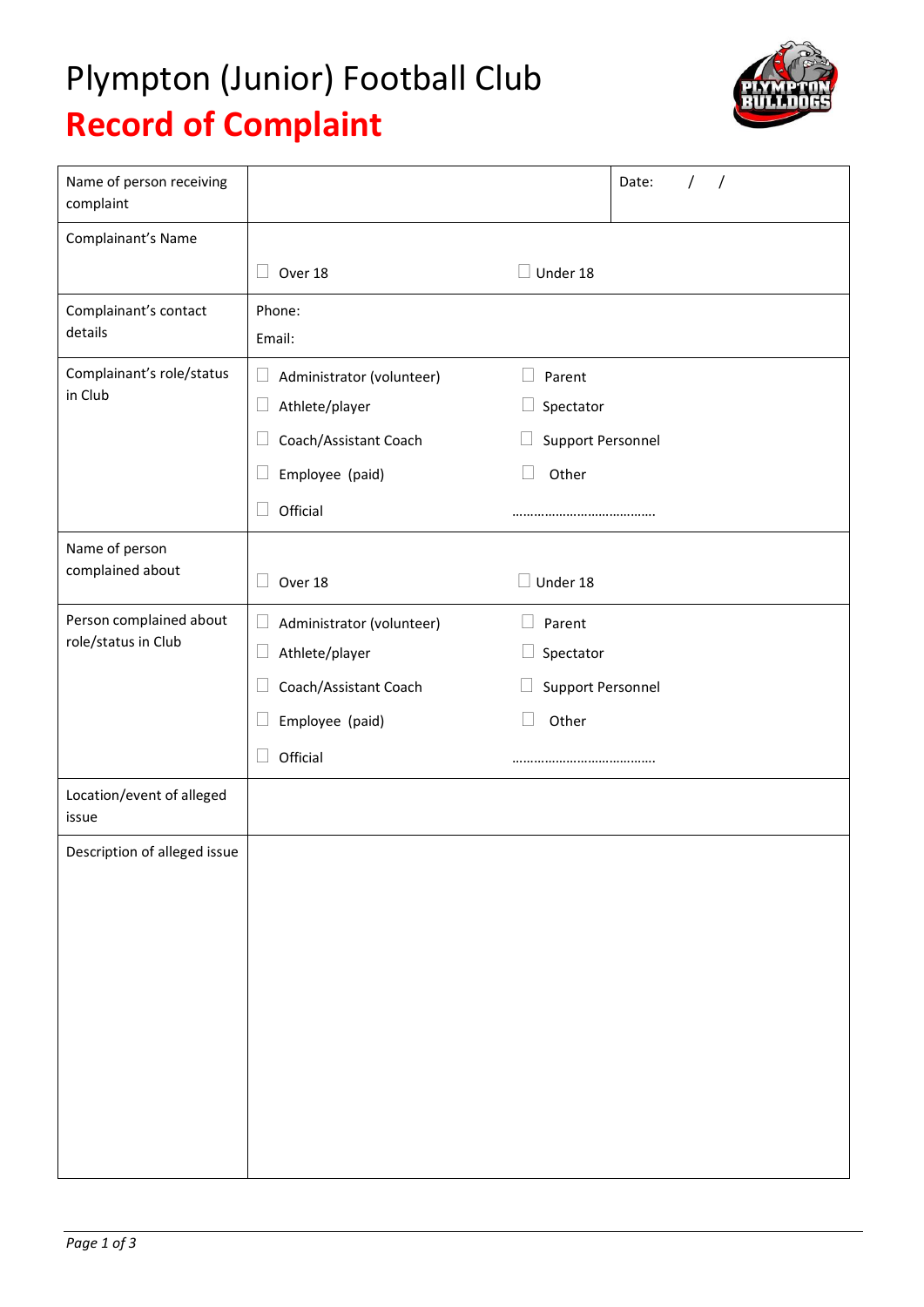# Plympton (Junior) Football Club

## Record of Complaint

| Name of person receiving complaint | | Date: / / |
|---|---|---|
| Complainant's Name | ☐ Over 18 ☐ Under 18 | |
| Complainant's contact details | Phone:<br>Email: | |
| Complainant's role/status in Club | ☐ Administrator (volunteer)<br>☐ Athlete/player<br>☐ Coach/Assistant Coach<br>☐ Employee (paid)<br>☐ Official | ☐ Parent<br>☐ Spectator<br>☐ Support Personnel<br>☐ Other<br>…………………………………. |
| Name of person complained about | ☐ Over 18 ☐ Under 18 | |
| Person complained about role/status in Club | ☐ Administrator (volunteer)<br>☐ Athlete/player<br>☐ Coach/Assistant Coach<br>☐ Employee (paid)<br>☐ Official | ☐ Parent<br>☐ Spectator<br>☐ Support Personnel<br>☐ Other<br>…………………………………. |
| Location/event of alleged issue | | |
| Description of alleged issue | | |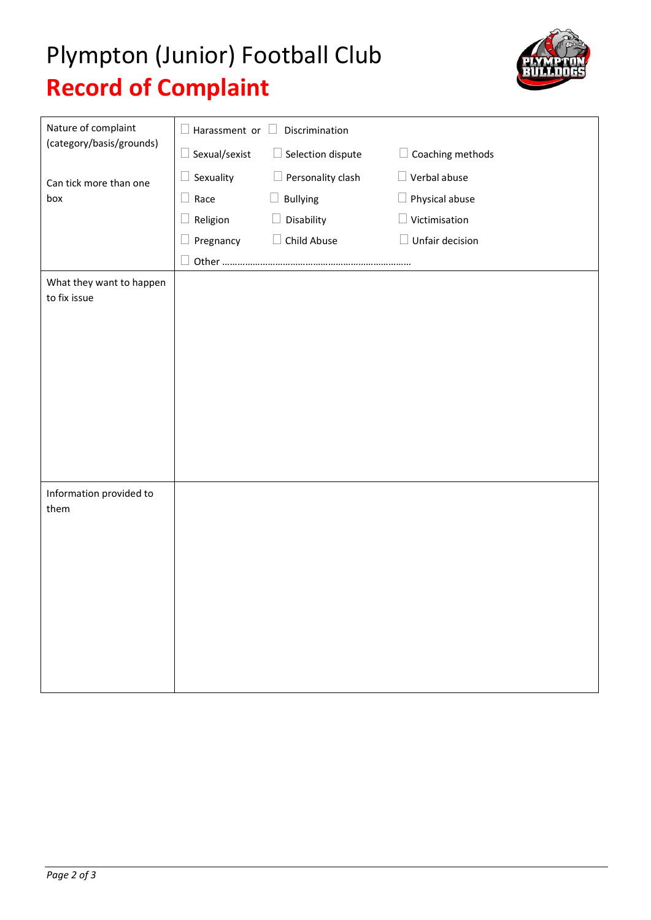# Plympton (Junior) Football Club

## Record of Complaint

| | |
|---|---|
| Nature of complaint (category/basis/grounds)<br><br>Can tick more than one box | ☐ Harassment or ☐ Discrimination<br>☐ Sexual/sexist ☐ Selection dispute ☐ Coaching methods<br>☐ Sexuality ☐ Personality clash ☐ Verbal abuse<br>☐ Race ☐ Bullying ☐ Physical abuse<br>☐ Religion ☐ Disability ☐ Victimisation<br>☐ Pregnancy ☐ Child Abuse ☐ Unfair decision<br>☐ Other ………………………………………………………………… |
| What they want to happen to fix issue | |
| Information provided to them | |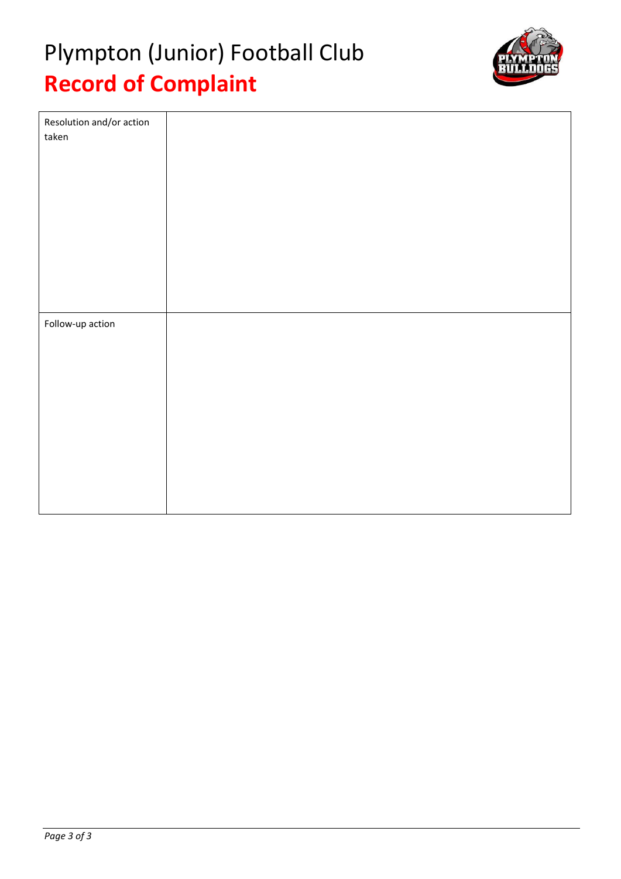# Plympton (Junior) Football Club

## Record of Complaint

| | |
|---|---|
| Resolution and/or action taken | |
| Follow-up action | |